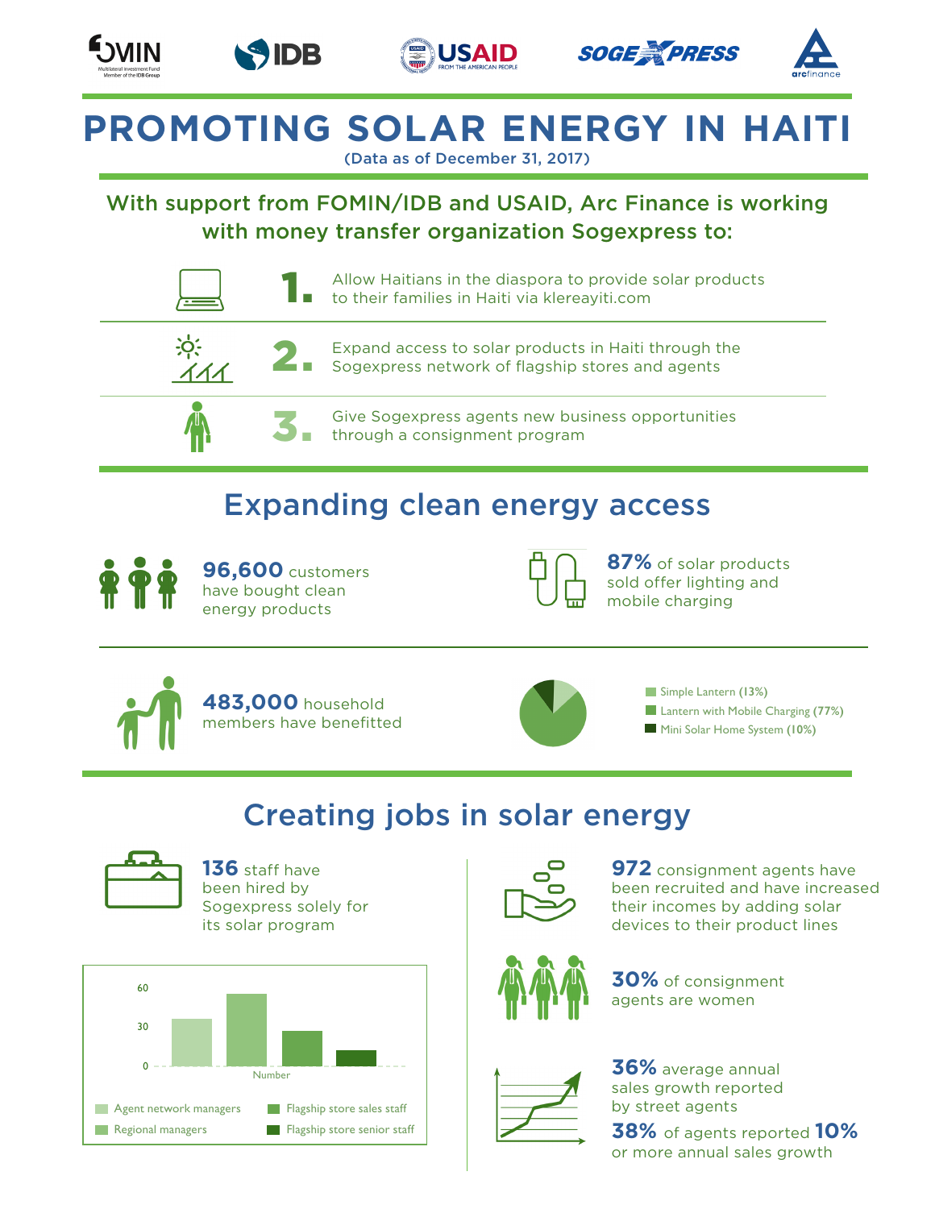# PROMOTING SOLAR ENERGY IN HAITI

(Data as of December 31, 2017)

## With support from FOMIN/IDB and USAID, Arc Finance is working with money transfer organization Sogexpress to:

1. Allow Haitians in the diaspora to provide solar products to their families in Haiti via klereayiti.com
2. Expand access to solar products in Haiti through the Sogexpress network of flagship stores and agents
3. Give Sogexpress agents new business opportunities through a consignment program

## Expanding clean energy access

**96,600** customers have bought clean energy products

**87%** of solar products sold offer lighting and mobile charging

**483,000** household members have benefitted

- Simple Lantern **(13%)**
- Lantern with Mobile Charging **(77%)**
- Mini Solar Home System **(10%)**

## Creating jobs in solar energy

**136** staff have been hired by Sogexpress solely for its solar program

Number

- Agent network managers
- Regional managers
- Flagship store sales staff
- Flagship store senior staff

**972** consignment agents have been recruited and have increased their incomes by adding solar devices to their product lines

**30%** of consignment agents are women

**36%** average annual sales growth reported by street agents

**38%** of agents reported **10%** or more annual sales growth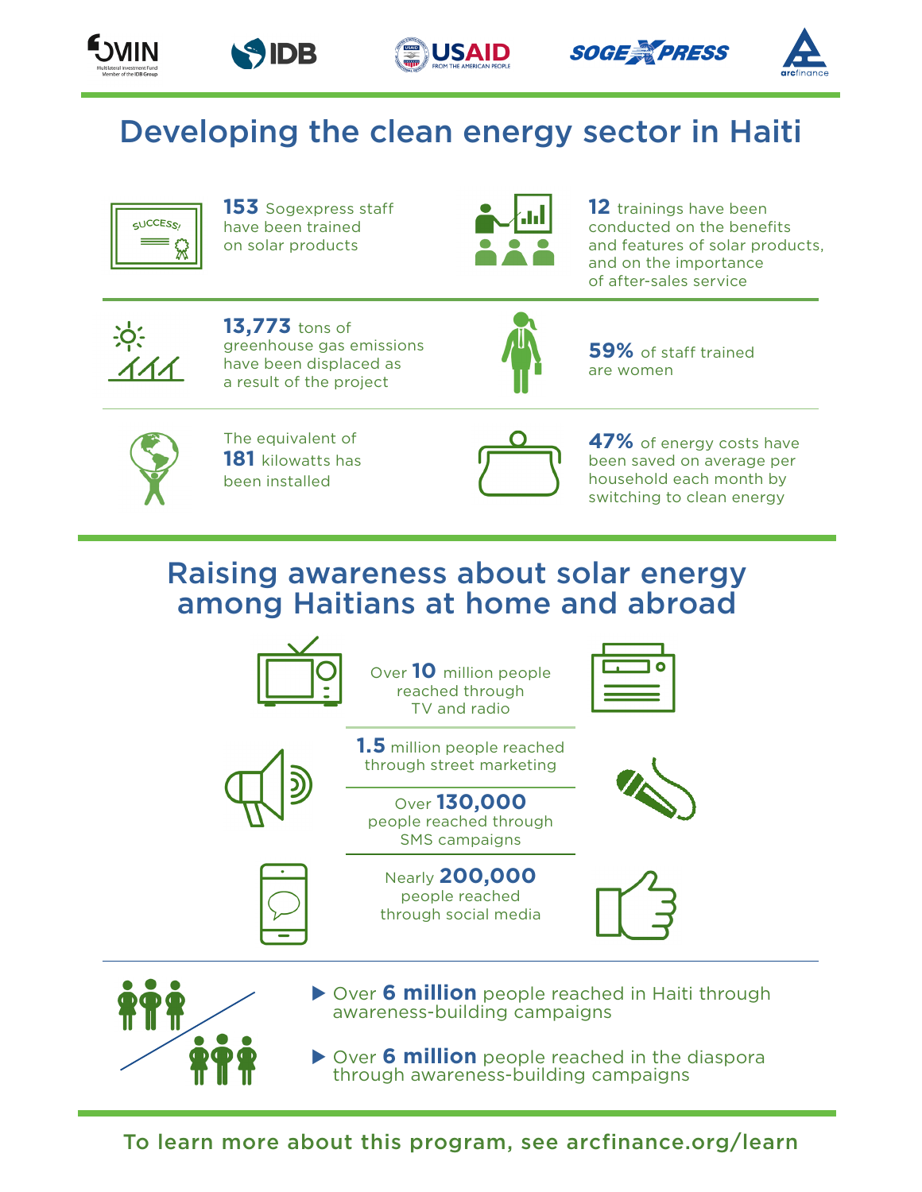# Developing the clean energy sector in Haiti

**153** Sogexpress staff have been trained on solar products

**12** trainings have been conducted on the benefits and features of solar products, and on the importance of after-sales service

**13,773** tons of greenhouse gas emissions have been displaced as a result of the project

**59%** of staff trained are women

The equivalent of **181** kilowatts has been installed

**47%** of energy costs have been saved on average per household each month by switching to clean energy

## Raising awareness about solar energy among Haitians at home and abroad

Over **10** million people reached through TV and radio

**1.5** million people reached through street marketing

Over **130,000** people reached through SMS campaigns

Nearly **200,000** people reached through social media

- Over **6 million** people reached in Haiti through awareness-building campaigns
- Over **6 million** people reached in the diaspora through awareness-building campaigns

To learn more about this program, see arcfinance.org/learn